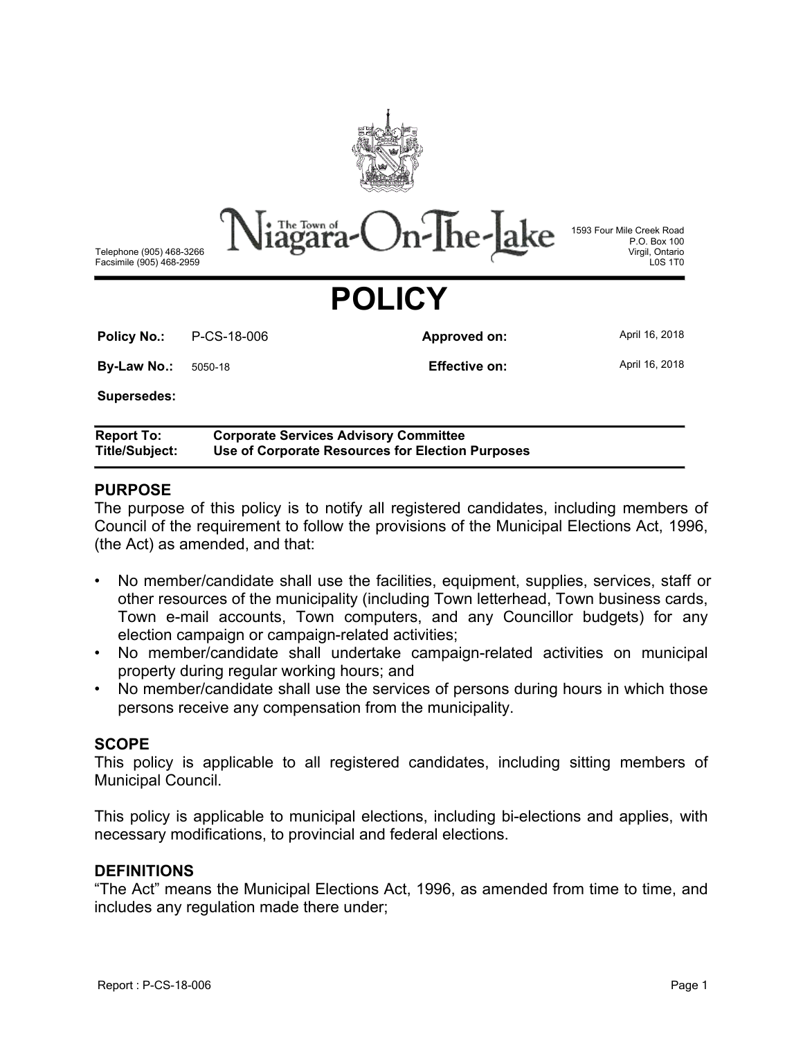The Town of Niagara-On-The-Lake

Telephone (905) 468-3266
Facsimile (905) 468-2959

1593 Four Mile Creek Road
P.O. Box 100
Virgil, Ontario
L0S 1T0

# POLICY

| | | | |
|---|---|---|---|
| **Policy No.:** | P-CS-18-006 | **Approved on:** | April 16, 2018 |
| **By-Law No.:** | 5050-18 | **Effective on:** | April 16, 2018 |
| **Supersedes:** | | | |

| | |
|---|---|
| **Report To:** | **Corporate Services Advisory Committee** |
| **Title/Subject:** | **Use of Corporate Resources for Election Purposes** |

## PURPOSE

The purpose of this policy is to notify all registered candidates, including members of Council of the requirement to follow the provisions of the Municipal Elections Act, 1996, (the Act) as amended, and that:

- No member/candidate shall use the facilities, equipment, supplies, services, staff or other resources of the municipality (including Town letterhead, Town business cards, Town e-mail accounts, Town computers, and any Councillor budgets) for any election campaign or campaign-related activities;
- No member/candidate shall undertake campaign-related activities on municipal property during regular working hours; and
- No member/candidate shall use the services of persons during hours in which those persons receive any compensation from the municipality.

## SCOPE

This policy is applicable to all registered candidates, including sitting members of Municipal Council.

This policy is applicable to municipal elections, including bi-elections and applies, with necessary modifications, to provincial and federal elections.

## DEFINITIONS

"The Act" means the Municipal Elections Act, 1996, as amended from time to time, and includes any regulation made there under;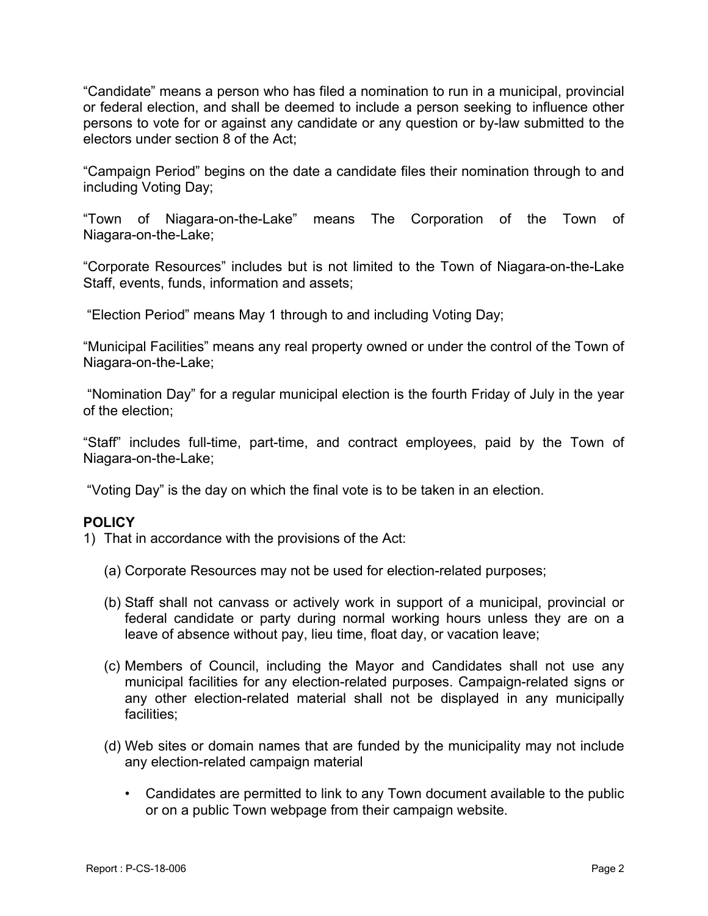"Candidate" means a person who has filed a nomination to run in a municipal, provincial or federal election, and shall be deemed to include a person seeking to influence other persons to vote for or against any candidate or any question or by-law submitted to the electors under section 8 of the Act;

"Campaign Period" begins on the date a candidate files their nomination through to and including Voting Day;

"Town of Niagara-on-the-Lake" means The Corporation of the Town of Niagara-on-the-Lake;

"Corporate Resources" includes but is not limited to the Town of Niagara-on-the-Lake Staff, events, funds, information and assets;

"Election Period" means May 1 through to and including Voting Day;

"Municipal Facilities" means any real property owned or under the control of the Town of Niagara-on-the-Lake;

"Nomination Day" for a regular municipal election is the fourth Friday of July in the year of the election;

"Staff" includes full-time, part-time, and contract employees, paid by the Town of Niagara-on-the-Lake;

"Voting Day" is the day on which the final vote is to be taken in an election.

**POLICY**

1) That in accordance with the provisions of the Act:

   (a) Corporate Resources may not be used for election-related purposes;

   (b) Staff shall not canvass or actively work in support of a municipal, provincial or federal candidate or party during normal working hours unless they are on a leave of absence without pay, lieu time, float day, or vacation leave;

   (c) Members of Council, including the Mayor and Candidates shall not use any municipal facilities for any election-related purposes. Campaign-related signs or any other election-related material shall not be displayed in any municipally facilities;

   (d) Web sites or domain names that are funded by the municipality may not include any election-related campaign material

      - Candidates are permitted to link to any Town document available to the public or on a public Town webpage from their campaign website.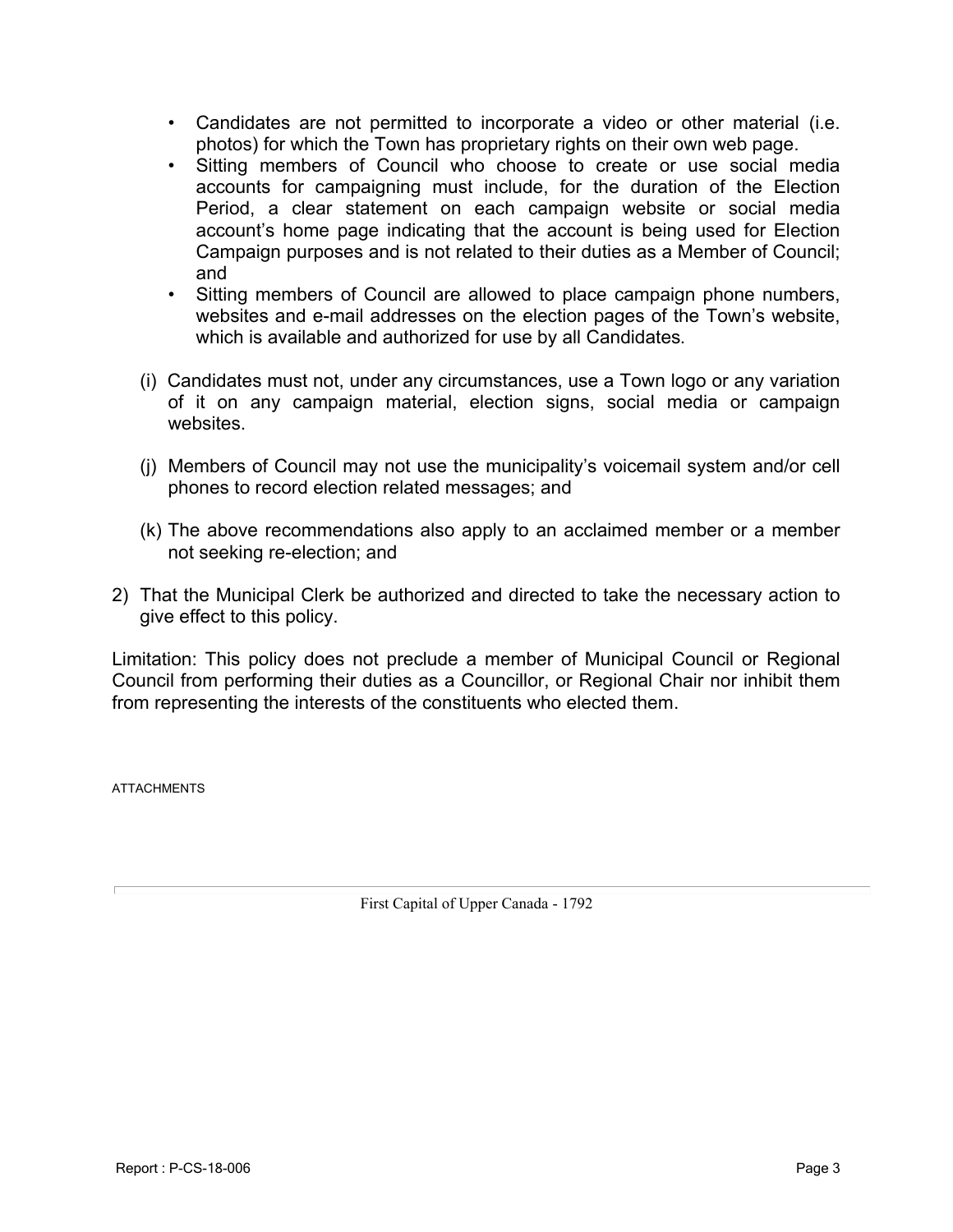- Candidates are not permitted to incorporate a video or other material (i.e. photos) for which the Town has proprietary rights on their own web page.
- Sitting members of Council who choose to create or use social media accounts for campaigning must include, for the duration of the Election Period, a clear statement on each campaign website or social media account's home page indicating that the account is being used for Election Campaign purposes and is not related to their duties as a Member of Council; and
- Sitting members of Council are allowed to place campaign phone numbers, websites and e-mail addresses on the election pages of the Town's website, which is available and authorized for use by all Candidates.

(i) Candidates must not, under any circumstances, use a Town logo or any variation of it on any campaign material, election signs, social media or campaign websites.

(j) Members of Council may not use the municipality's voicemail system and/or cell phones to record election related messages; and

(k) The above recommendations also apply to an acclaimed member or a member not seeking re-election; and

2) That the Municipal Clerk be authorized and directed to take the necessary action to give effect to this policy.

Limitation: This policy does not preclude a member of Municipal Council or Regional Council from performing their duties as a Councillor, or Regional Chair nor inhibit them from representing the interests of the constituents who elected them.

ATTACHMENTS

First Capital of Upper Canada - 1792